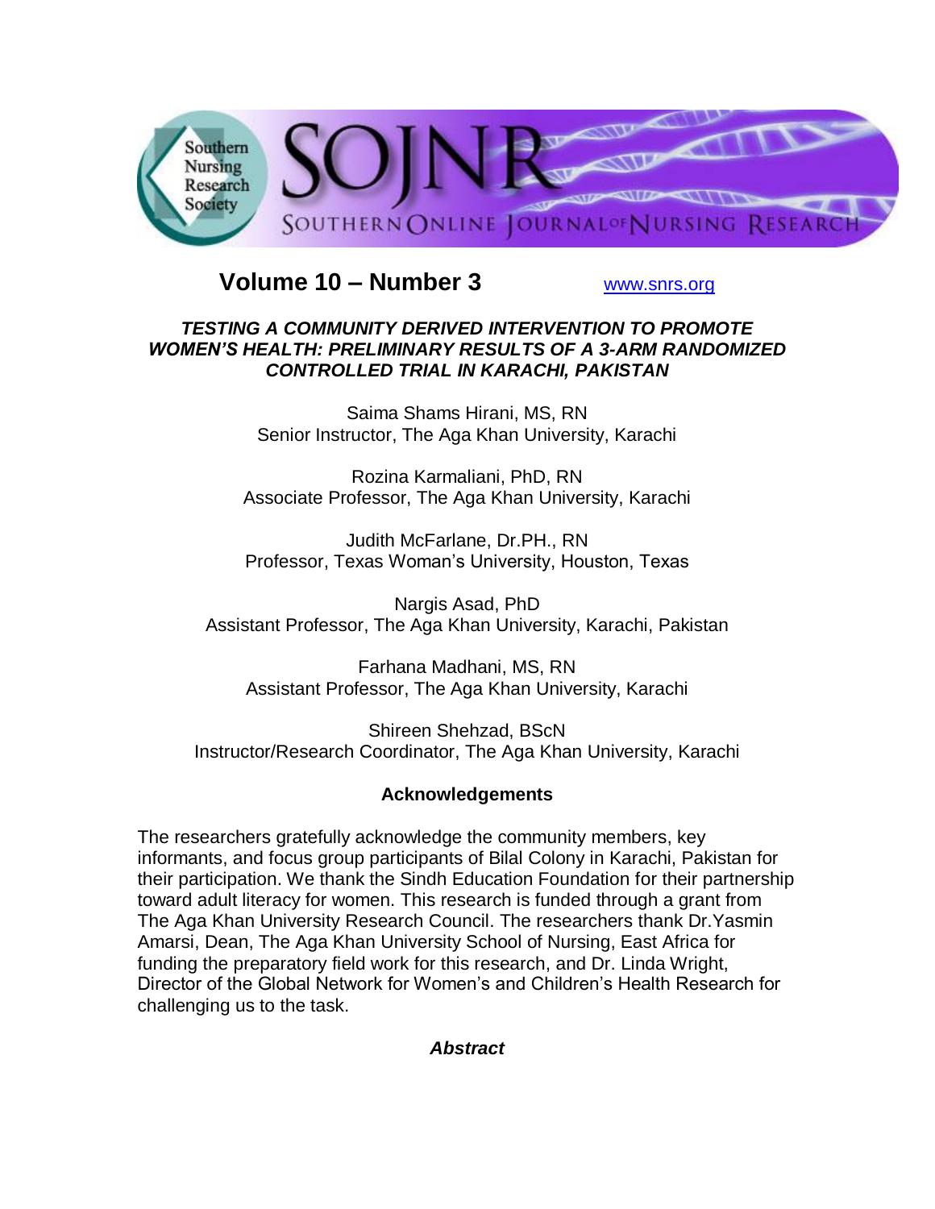# TESTING A COMMUNITY DERIVED INTERVENTION TO PROMOTE WOMEN'S HEALTH: PRELIMINARY RESULTS OF A 3-ARM RANDOMIZED CONTROLLED TRIAL IN KARACHI, PAKISTAN

Saima Shams Hirani, MS, RN
Senior Instructor, The Aga Khan University, Karachi

Rozina Karmaliani, PhD, RN
Associate Professor, The Aga Khan University, Karachi

Judith McFarlane, Dr.PH., RN
Professor, Texas Woman's University, Houston, Texas

Nargis Asad, PhD
Assistant Professor, The Aga Khan University, Karachi, Pakistan

Farhana Madhani, MS, RN
Assistant Professor, The Aga Khan University, Karachi

Shireen Shehzad, BScN
Instructor/Research Coordinator, The Aga Khan University, Karachi

## Acknowledgements

The researchers gratefully acknowledge the community members, key informants, and focus group participants of Bilal Colony in Karachi, Pakistan for their participation. We thank the Sindh Education Foundation for their partnership toward adult literacy for women. This research is funded through a grant from The Aga Khan University Research Council. The researchers thank Dr.Yasmin Amarsi, Dean, The Aga Khan University School of Nursing, East Africa for funding the preparatory field work for this research, and Dr. Linda Wright, Director of the Global Network for Women's and Children's Health Research for challenging us to the task.

## *Abstract*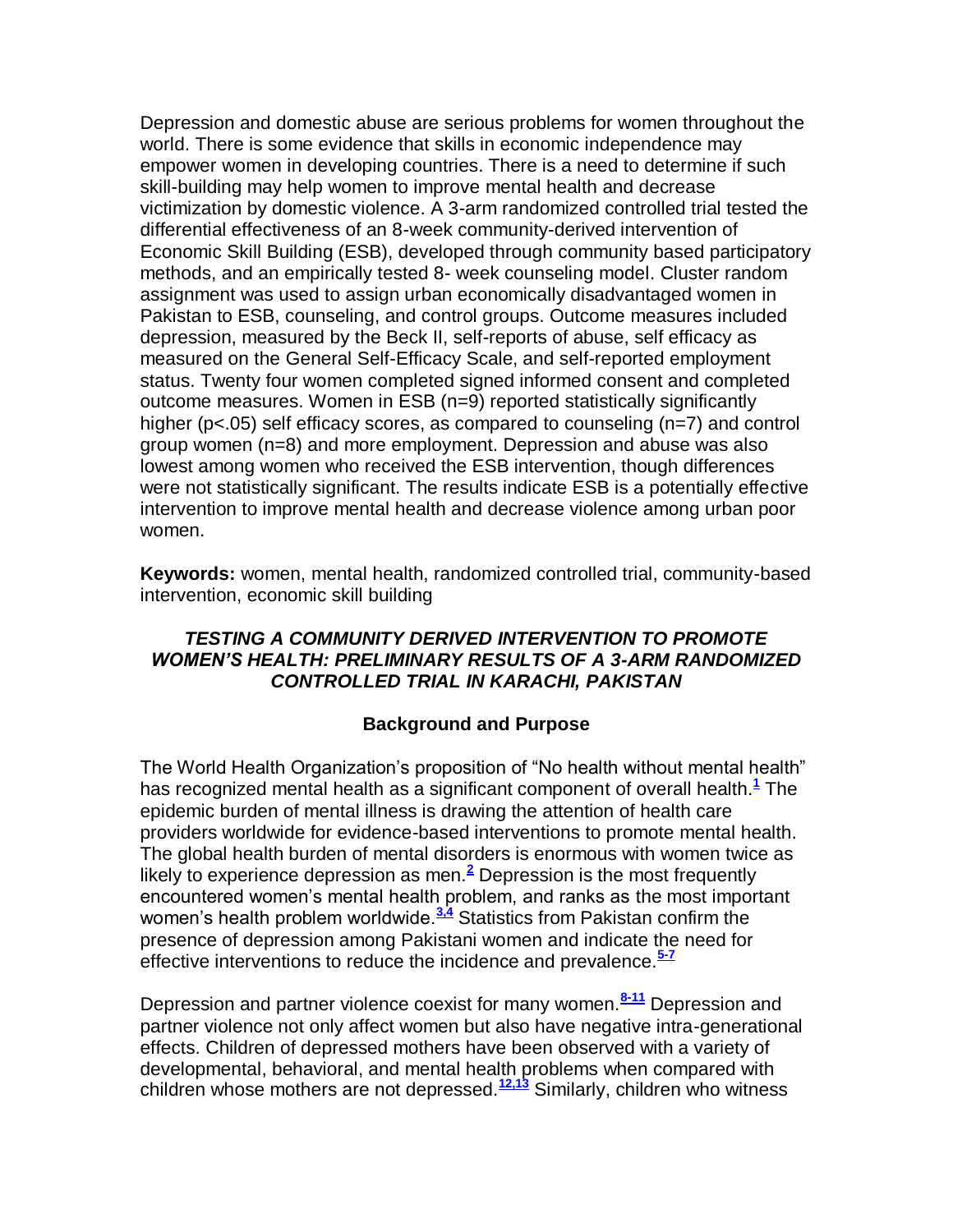Depression and domestic abuse are serious problems for women throughout the world. There is some evidence that skills in economic independence may empower women in developing countries. There is a need to determine if such skill-building may help women to improve mental health and decrease victimization by domestic violence. A 3-arm randomized controlled trial tested the differential effectiveness of an 8-week community-derived intervention of Economic Skill Building (ESB), developed through community based participatory methods, and an empirically tested 8- week counseling model. Cluster random assignment was used to assign urban economically disadvantaged women in Pakistan to ESB, counseling, and control groups. Outcome measures included depression, measured by the Beck II, self-reports of abuse, self efficacy as measured on the General Self-Efficacy Scale, and self-reported employment status. Twenty four women completed signed informed consent and completed outcome measures. Women in ESB (n=9) reported statistically significantly higher ($p<.05$) self efficacy scores, as compared to counseling (n=7) and control group women (n=8) and more employment. Depression and abuse was also lowest among women who received the ESB intervention, though differences were not statistically significant. The results indicate ESB is a potentially effective intervention to improve mental health and decrease violence among urban poor women.

**Keywords:** women, mental health, randomized controlled trial, community-based intervention, economic skill building

## *TESTING A COMMUNITY DERIVED INTERVENTION TO PROMOTE WOMEN'S HEALTH: PRELIMINARY RESULTS OF A 3-ARM RANDOMIZED CONTROLLED TRIAL IN KARACHI, PAKISTAN*

### Background and Purpose

The World Health Organization's proposition of "No health without mental health" has recognized mental health as a significant component of overall health.[1] The epidemic burden of mental illness is drawing the attention of health care providers worldwide for evidence-based interventions to promote mental health. The global health burden of mental disorders is enormous with women twice as likely to experience depression as men.[2] Depression is the most frequently encountered women's mental health problem, and ranks as the most important women's health problem worldwide.[3,4] Statistics from Pakistan confirm the presence of depression among Pakistani women and indicate the need for effective interventions to reduce the incidence and prevalence.[5-7]

Depression and partner violence coexist for many women.[8-11] Depression and partner violence not only affect women but also have negative intra-generational effects. Children of depressed mothers have been observed with a variety of developmental, behavioral, and mental health problems when compared with children whose mothers are not depressed.[12,13] Similarly, children who witness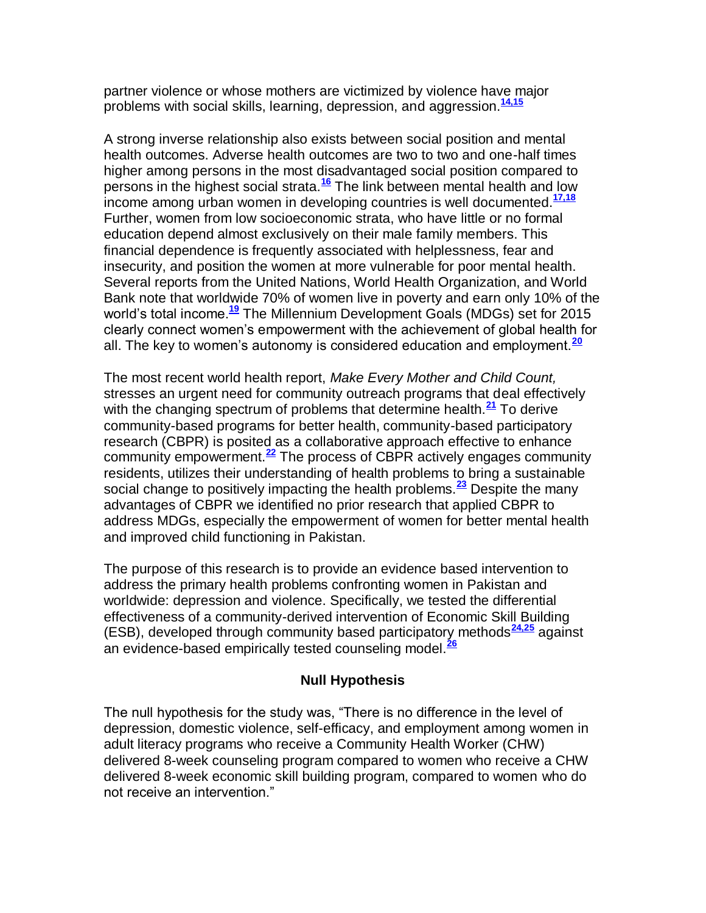partner violence or whose mothers are victimized by violence have major problems with social skills, learning, depression, and aggression.[14,15]

A strong inverse relationship also exists between social position and mental health outcomes. Adverse health outcomes are two to two and one-half times higher among persons in the most disadvantaged social position compared to persons in the highest social strata.[16] The link between mental health and low income among urban women in developing countries is well documented.[17,18] Further, women from low socioeconomic strata, who have little or no formal education depend almost exclusively on their male family members. This financial dependence is frequently associated with helplessness, fear and insecurity, and position the women at more vulnerable for poor mental health. Several reports from the United Nations, World Health Organization, and World Bank note that worldwide 70% of women live in poverty and earn only 10% of the world's total income.[19] The Millennium Development Goals (MDGs) set for 2015 clearly connect women's empowerment with the achievement of global health for all. The key to women's autonomy is considered education and employment.[20]

The most recent world health report, *Make Every Mother and Child Count,* stresses an urgent need for community outreach programs that deal effectively with the changing spectrum of problems that determine health.[21] To derive community-based programs for better health, community-based participatory research (CBPR) is posited as a collaborative approach effective to enhance community empowerment.[22] The process of CBPR actively engages community residents, utilizes their understanding of health problems to bring a sustainable social change to positively impacting the health problems.[23] Despite the many advantages of CBPR we identified no prior research that applied CBPR to address MDGs, especially the empowerment of women for better mental health and improved child functioning in Pakistan.

The purpose of this research is to provide an evidence based intervention to address the primary health problems confronting women in Pakistan and worldwide: depression and violence. Specifically, we tested the differential effectiveness of a community-derived intervention of Economic Skill Building (ESB), developed through community based participatory methods[24,25] against an evidence-based empirically tested counseling model.[26]

## Null Hypothesis

The null hypothesis for the study was, "There is no difference in the level of depression, domestic violence, self-efficacy, and employment among women in adult literacy programs who receive a Community Health Worker (CHW) delivered 8-week counseling program compared to women who receive a CHW delivered 8-week economic skill building program, compared to women who do not receive an intervention."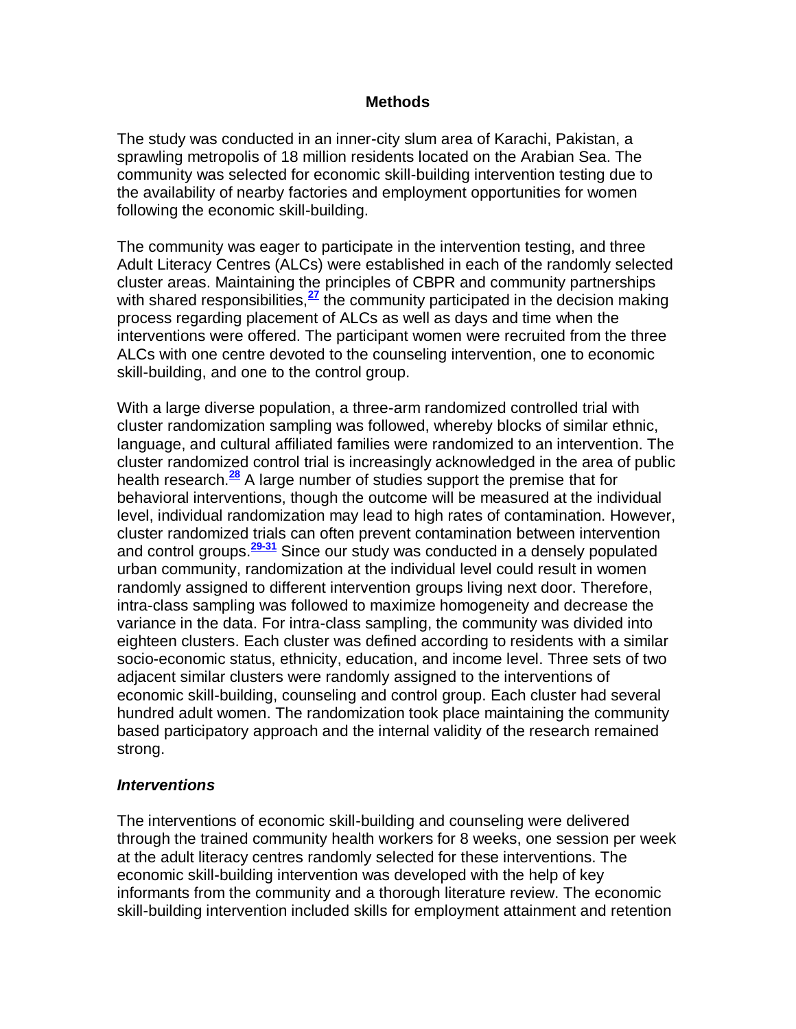## Methods

The study was conducted in an inner-city slum area of Karachi, Pakistan, a sprawling metropolis of 18 million residents located on the Arabian Sea. The community was selected for economic skill-building intervention testing due to the availability of nearby factories and employment opportunities for women following the economic skill-building.

The community was eager to participate in the intervention testing, and three Adult Literacy Centres (ALCs) were established in each of the randomly selected cluster areas. Maintaining the principles of CBPR and community partnerships with shared responsibilities,[27] the community participated in the decision making process regarding placement of ALCs as well as days and time when the interventions were offered. The participant women were recruited from the three ALCs with one centre devoted to the counseling intervention, one to economic skill-building, and one to the control group.

With a large diverse population, a three-arm randomized controlled trial with cluster randomization sampling was followed, whereby blocks of similar ethnic, language, and cultural affiliated families were randomized to an intervention. The cluster randomized control trial is increasingly acknowledged in the area of public health research.[28] A large number of studies support the premise that for behavioral interventions, though the outcome will be measured at the individual level, individual randomization may lead to high rates of contamination. However, cluster randomized trials can often prevent contamination between intervention and control groups.[29-31] Since our study was conducted in a densely populated urban community, randomization at the individual level could result in women randomly assigned to different intervention groups living next door. Therefore, intra-class sampling was followed to maximize homogeneity and decrease the variance in the data. For intra-class sampling, the community was divided into eighteen clusters. Each cluster was defined according to residents with a similar socio-economic status, ethnicity, education, and income level. Three sets of two adjacent similar clusters were randomly assigned to the interventions of economic skill-building, counseling and control group. Each cluster had several hundred adult women. The randomization took place maintaining the community based participatory approach and the internal validity of the research remained strong.

### *Interventions*

The interventions of economic skill-building and counseling were delivered through the trained community health workers for 8 weeks, one session per week at the adult literacy centres randomly selected for these interventions. The economic skill-building intervention was developed with the help of key informants from the community and a thorough literature review. The economic skill-building intervention included skills for employment attainment and retention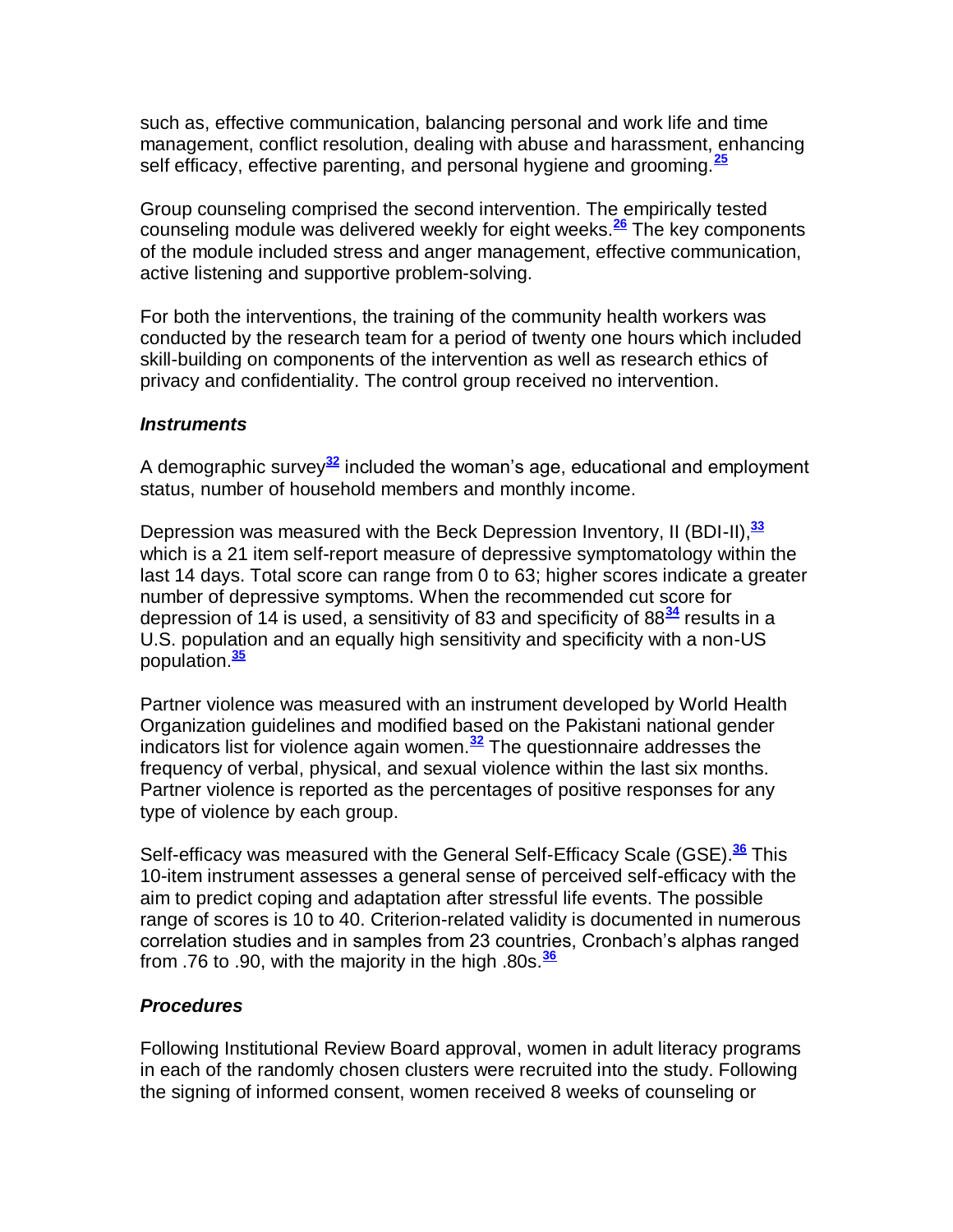such as, effective communication, balancing personal and work life and time management, conflict resolution, dealing with abuse and harassment, enhancing self efficacy, effective parenting, and personal hygiene and grooming.[25]

Group counseling comprised the second intervention. The empirically tested counseling module was delivered weekly for eight weeks.[26] The key components of the module included stress and anger management, effective communication, active listening and supportive problem-solving.

For both the interventions, the training of the community health workers was conducted by the research team for a period of twenty one hours which included skill-building on components of the intervention as well as research ethics of privacy and confidentiality. The control group received no intervention.

### *Instruments*

A demographic survey[32] included the woman's age, educational and employment status, number of household members and monthly income.

Depression was measured with the Beck Depression Inventory, II (BDI-II),[33] which is a 21 item self-report measure of depressive symptomatology within the last 14 days. Total score can range from 0 to 63; higher scores indicate a greater number of depressive symptoms. When the recommended cut score for depression of 14 is used, a sensitivity of 83 and specificity of 88[34] results in a U.S. population and an equally high sensitivity and specificity with a non-US population.[35]

Partner violence was measured with an instrument developed by World Health Organization guidelines and modified based on the Pakistani national gender indicators list for violence again women.[32] The questionnaire addresses the frequency of verbal, physical, and sexual violence within the last six months. Partner violence is reported as the percentages of positive responses for any type of violence by each group.

Self-efficacy was measured with the General Self-Efficacy Scale (GSE).[36] This 10-item instrument assesses a general sense of perceived self-efficacy with the aim to predict coping and adaptation after stressful life events. The possible range of scores is 10 to 40. Criterion-related validity is documented in numerous correlation studies and in samples from 23 countries, Cronbach's alphas ranged from .76 to .90, with the majority in the high .80s.[36]

### *Procedures*

Following Institutional Review Board approval, women in adult literacy programs in each of the randomly chosen clusters were recruited into the study. Following the signing of informed consent, women received 8 weeks of counseling or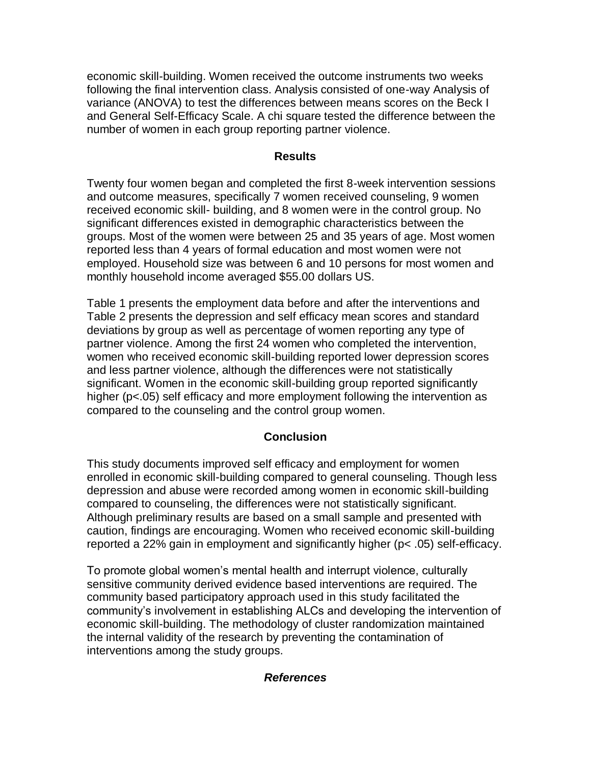economic skill-building. Women received the outcome instruments two weeks following the final intervention class. Analysis consisted of one-way Analysis of variance (ANOVA) to test the differences between means scores on the Beck I and General Self-Efficacy Scale. A chi square tested the difference between the number of women in each group reporting partner violence.

## Results

Twenty four women began and completed the first 8-week intervention sessions and outcome measures, specifically 7 women received counseling, 9 women received economic skill- building, and 8 women were in the control group. No significant differences existed in demographic characteristics between the groups. Most of the women were between 25 and 35 years of age. Most women reported less than 4 years of formal education and most women were not employed. Household size was between 6 and 10 persons for most women and monthly household income averaged \$55.00 dollars US.

Table 1 presents the employment data before and after the interventions and Table 2 presents the depression and self efficacy mean scores and standard deviations by group as well as percentage of women reporting any type of partner violence. Among the first 24 women who completed the intervention, women who received economic skill-building reported lower depression scores and less partner violence, although the differences were not statistically significant. Women in the economic skill-building group reported significantly higher ($p<.05$) self efficacy and more employment following the intervention as compared to the counseling and the control group women.

## Conclusion

This study documents improved self efficacy and employment for women enrolled in economic skill-building compared to general counseling. Though less depression and abuse were recorded among women in economic skill-building compared to counseling, the differences were not statistically significant. Although preliminary results are based on a small sample and presented with caution, findings are encouraging. Women who received economic skill-building reported a 22% gain in employment and significantly higher ($p< .05$) self-efficacy.

To promote global women's mental health and interrupt violence, culturally sensitive community derived evidence based interventions are required. The community based participatory approach used in this study facilitated the community's involvement in establishing ALCs and developing the intervention of economic skill-building. The methodology of cluster randomization maintained the internal validity of the research by preventing the contamination of interventions among the study groups.

## *References*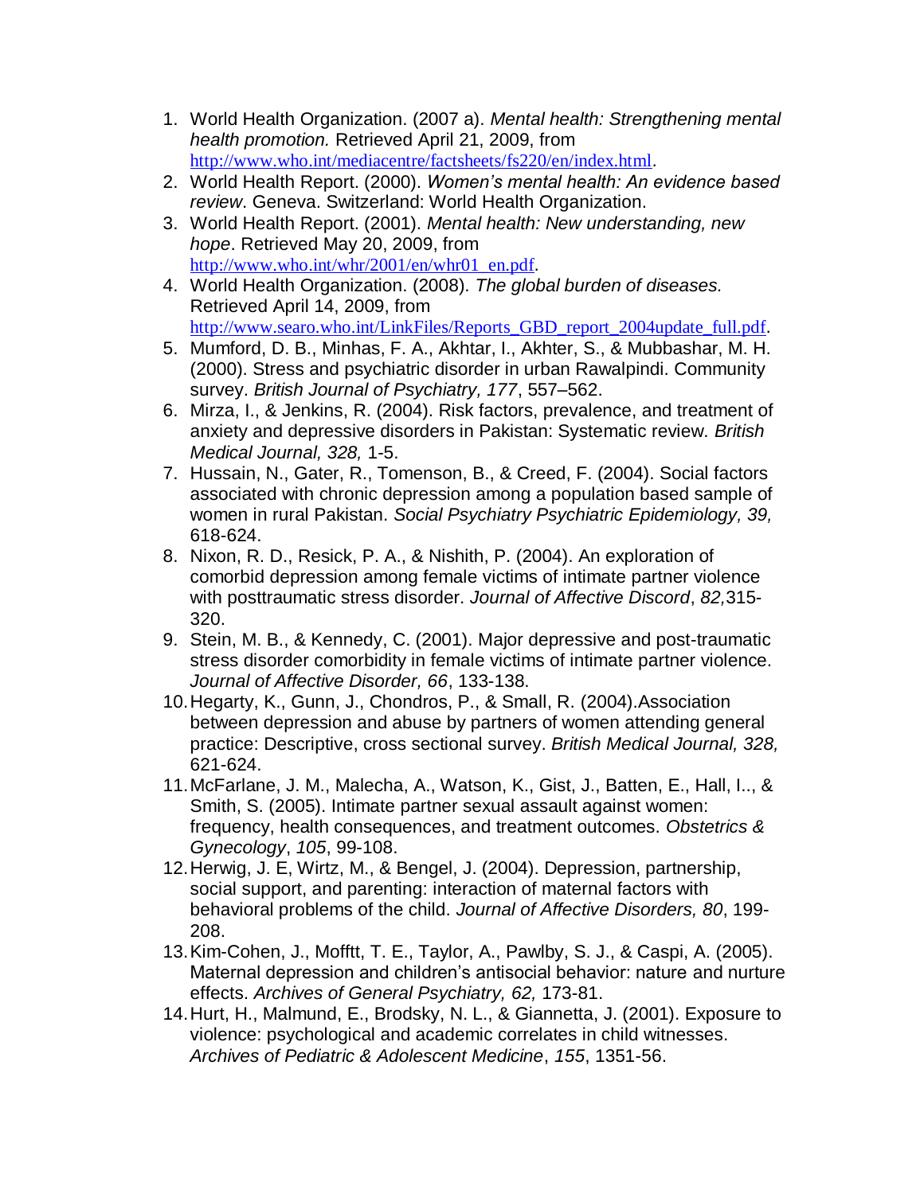1. World Health Organization. (2007 a). *Mental health: Strengthening mental health promotion.* Retrieved April 21, 2009, from http://www.who.int/mediacentre/factsheets/fs220/en/index.html.
2. World Health Report. (2000). *Women's mental health: An evidence based review*. Geneva. Switzerland: World Health Organization.
3. World Health Report. (2001). *Mental health: New understanding, new hope*. Retrieved May 20, 2009, from http://www.who.int/whr/2001/en/whr01_en.pdf.
4. World Health Organization. (2008). *The global burden of diseases.* Retrieved April 14, 2009, from http://www.searo.who.int/LinkFiles/Reports_GBD_report_2004update_full.pdf.
5. Mumford, D. B., Minhas, F. A., Akhtar, I., Akhter, S., & Mubbashar, M. H. (2000). Stress and psychiatric disorder in urban Rawalpindi. Community survey. *British Journal of Psychiatry, 177*, 557–562.
6. Mirza, I., & Jenkins, R. (2004). Risk factors, prevalence, and treatment of anxiety and depressive disorders in Pakistan: Systematic review. *British Medical Journal, 328,* 1-5.
7. Hussain, N., Gater, R., Tomenson, B., & Creed, F. (2004). Social factors associated with chronic depression among a population based sample of women in rural Pakistan. *Social Psychiatry Psychiatric Epidemiology, 39,* 618-624.
8. Nixon, R. D., Resick, P. A., & Nishith, P. (2004). An exploration of comorbid depression among female victims of intimate partner violence with posttraumatic stress disorder. *Journal of Affective Discord*, *82,*315-320.
9. Stein, M. B., & Kennedy, C. (2001). Major depressive and post-traumatic stress disorder comorbidity in female victims of intimate partner violence. *Journal of Affective Disorder, 66*, 133-138.
10. Hegarty, K., Gunn, J., Chondros, P., & Small, R. (2004).Association between depression and abuse by partners of women attending general practice: Descriptive, cross sectional survey. *British Medical Journal, 328,* 621-624.
11. McFarlane, J. M., Malecha, A., Watson, K., Gist, J., Batten, E., Hall, I.., & Smith, S. (2005). Intimate partner sexual assault against women: frequency, health consequences, and treatment outcomes. *Obstetrics & Gynecology*, *105*, 99-108.
12. Herwig, J. E, Wirtz, M., & Bengel, J. (2004). Depression, partnership, social support, and parenting: interaction of maternal factors with behavioral problems of the child. *Journal of Affective Disorders, 80*, 199-208.
13. Kim-Cohen, J., Mofftt, T. E., Taylor, A., Pawlby, S. J., & Caspi, A. (2005). Maternal depression and children's antisocial behavior: nature and nurture effects. *Archives of General Psychiatry, 62,* 173-81.
14. Hurt, H., Malmund, E., Brodsky, N. L., & Giannetta, J. (2001). Exposure to violence: psychological and academic correlates in child witnesses. *Archives of Pediatric & Adolescent Medicine*, *155*, 1351-56.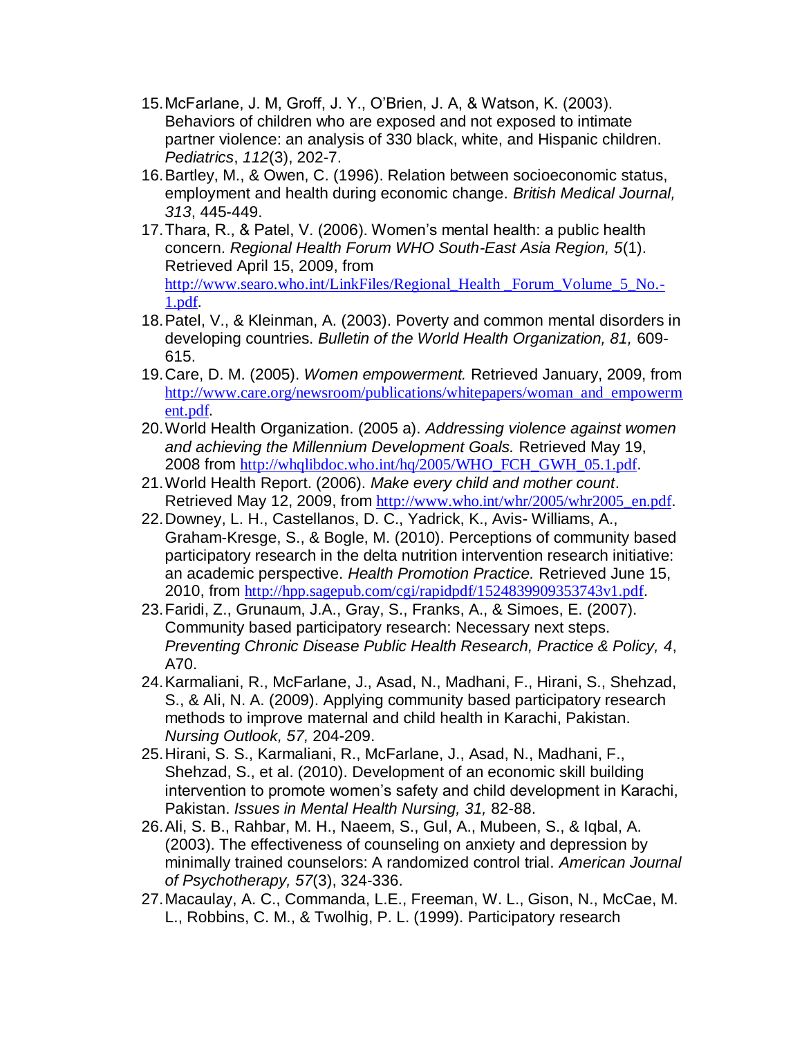15. McFarlane, J. M, Groff, J. Y., O'Brien, J. A, & Watson, K. (2003). Behaviors of children who are exposed and not exposed to intimate partner violence: an analysis of 330 black, white, and Hispanic children. *Pediatrics*, *112*(3), 202-7.
16. Bartley, M., & Owen, C. (1996). Relation between socioeconomic status, employment and health during economic change. *British Medical Journal, 313*, 445-449.
17. Thara, R., & Patel, V. (2006). Women's mental health: a public health concern. *Regional Health Forum WHO South-East Asia Region, 5*(1). Retrieved April 15, 2009, from http://www.searo.who.int/LinkFiles/Regional_Health _Forum_Volume_5_No.-1.pdf.
18. Patel, V., & Kleinman, A. (2003). Poverty and common mental disorders in developing countries. *Bulletin of the World Health Organization, 81,* 609-615.
19. Care, D. M. (2005). *Women empowerment.* Retrieved January, 2009, from http://www.care.org/newsroom/publications/whitepapers/woman_and_empowerment.pdf.
20. World Health Organization. (2005 a). *Addressing violence against women and achieving the Millennium Development Goals.* Retrieved May 19, 2008 from http://whqlibdoc.who.int/hq/2005/WHO_FCH_GWH_05.1.pdf.
21. World Health Report. (2006). *Make every child and mother count*. Retrieved May 12, 2009, from http://www.who.int/whr/2005/whr2005_en.pdf.
22. Downey, L. H., Castellanos, D. C., Yadrick, K., Avis- Williams, A., Graham-Kresge, S., & Bogle, M. (2010). Perceptions of community based participatory research in the delta nutrition intervention research initiative: an academic perspective. *Health Promotion Practice.* Retrieved June 15, 2010, from http://hpp.sagepub.com/cgi/rapidpdf/1524839909353743v1.pdf.
23. Faridi, Z., Grunaum, J.A., Gray, S., Franks, A., & Simoes, E. (2007). Community based participatory research: Necessary next steps. *Preventing Chronic Disease Public Health Research, Practice & Policy, 4*, A70.
24. Karmaliani, R., McFarlane, J., Asad, N., Madhani, F., Hirani, S., Shehzad, S., & Ali, N. A. (2009). Applying community based participatory research methods to improve maternal and child health in Karachi, Pakistan. *Nursing Outlook, 57,* 204-209.
25. Hirani, S. S., Karmaliani, R., McFarlane, J., Asad, N., Madhani, F., Shehzad, S., et al. (2010). Development of an economic skill building intervention to promote women's safety and child development in Karachi, Pakistan. *Issues in Mental Health Nursing, 31,* 82-88.
26. Ali, S. B., Rahbar, M. H., Naeem, S., Gul, A., Mubeen, S., & Iqbal, A. (2003). The effectiveness of counseling on anxiety and depression by minimally trained counselors: A randomized control trial. *American Journal of Psychotherapy, 57*(3), 324-336.
27. Macaulay, A. C., Commanda, L.E., Freeman, W. L., Gison, N., McCae, M. L., Robbins, C. M., & Twolhig, P. L. (1999). Participatory research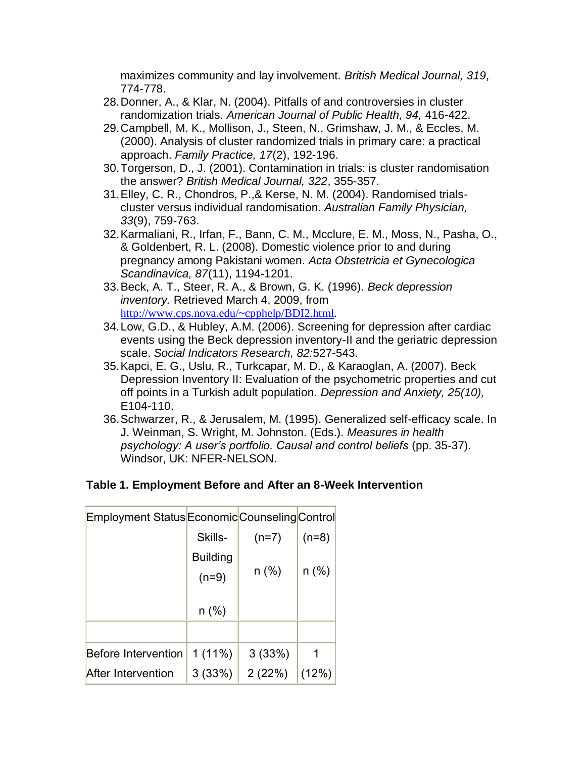maximizes community and lay involvement. *British Medical Journal, 319*, 774-778.

28. Donner, A., & Klar, N. (2004). Pitfalls of and controversies in cluster randomization trials. *American Journal of Public Health, 94,* 416-422.
29. Campbell, M. K., Mollison, J., Steen, N., Grimshaw, J. M., & Eccles, M. (2000). Analysis of cluster randomized trials in primary care: a practical approach. *Family Practice, 17*(2), 192-196.
30. Torgerson, D., J. (2001). Contamination in trials: is cluster randomisation the answer? *British Medical Journal, 322*, 355-357.
31. Elley, C. R., Chondros, P.,& Kerse, N. M. (2004). Randomised trials- cluster versus individual randomisation. *Australian Family Physician, 33*(9), 759-763.
32. Karmaliani, R., Irfan, F., Bann, C. M., Mcclure, E. M., Moss, N., Pasha, O., & Goldenbert, R. L. (2008). Domestic violence prior to and during pregnancy among Pakistani women. *Acta Obstetricia et Gynecologica Scandinavica, 87*(11), 1194-1201.
33. Beck, A. T., Steer, R. A., & Brown, G. K. (1996). *Beck depression inventory.* Retrieved March 4, 2009, from http://www.cps.nova.edu/~cpphelp/BDI2.html.
34. Low, G.D., & Hubley, A.M. (2006). Screening for depression after cardiac events using the Beck depression inventory-II and the geriatric depression scale. *Social Indicators Research, 82:*527-543.
35. Kapci, E. G., Uslu, R., Turkcapar, M. D., & Karaoglan, A. (2007). Beck Depression Inventory II: Evaluation of the psychometric properties and cut off points in a Turkish adult population. *Depression and Anxiety, 25(10),* E104-110.
36. Schwarzer, R., & Jerusalem, M. (1995). Generalized self-efficacy scale. In J. Weinman, S. Wright, M. Johnston. (Eds.). *Measures in health psychology: A user's portfolio. Causal and control beliefs* (pp. 35-37). Windsor, UK: NFER-NELSON.

**Table 1. Employment Before and After an 8-Week Intervention**

| Employment Status | Economic Skills-Building (n=9) n (%) | Counseling (n=7) n (%) | Control (n=8) n (%) |
|---|---|---|---|
| | | | |
| Before Intervention | 1 (11%) | 3 (33%) | 1 |
| After Intervention | 3 (33%) | 2 (22%) | (12%) |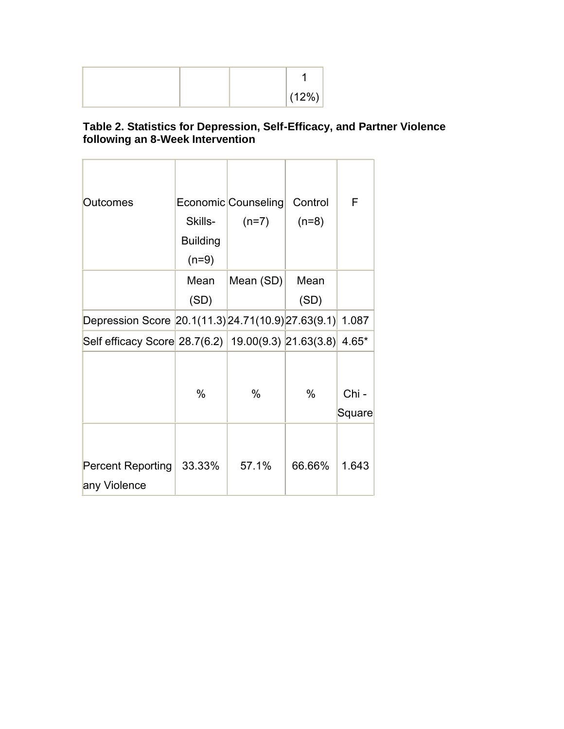| | | | |
|---|---|---|---|
| | | | 1 (12%) |

**Table 2. Statistics for Depression, Self-Efficacy, and Partner Violence following an 8-Week Intervention**

| Outcomes | Economic Skills-Building (n=9) | Counseling (n=7) | Control (n=8) | F |
|---|---|---|---|---|
| | Mean (SD) | Mean (SD) | Mean (SD) | |
| Depression Score | 20.1(11.3) | 24.71(10.9) | 27.63(9.1) | 1.087 |
| Self efficacy Score | 28.7(6.2) | 19.00(9.3) | 21.63(3.8) | 4.65* |
| | % | % | % | Chi - Square |
| Percent Reporting any Violence | 33.33% | 57.1% | 66.66% | 1.643 |